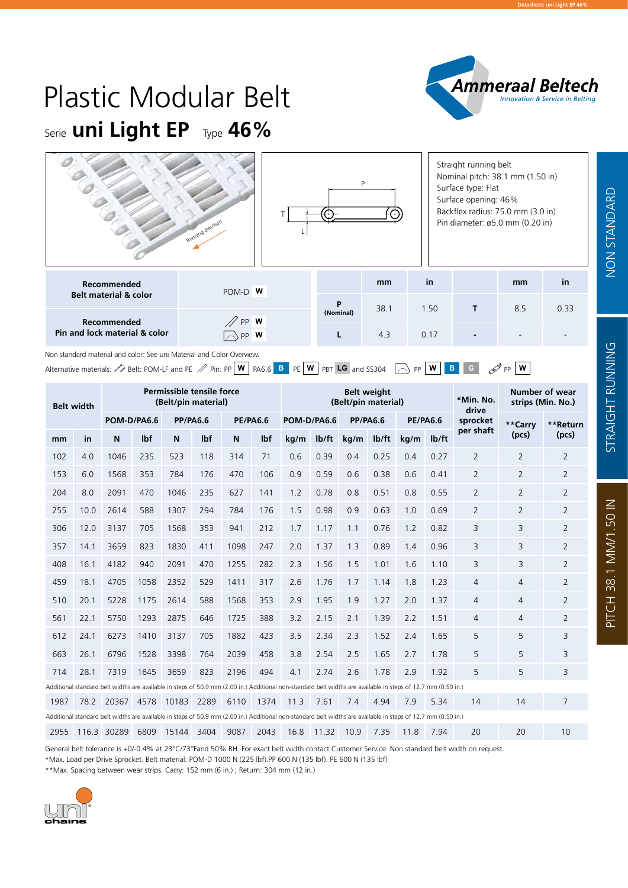# Plastic Modular Belt

Serie **uni Light EP** Type **46%**

Straight running belt
Nominal pitch: 38.1 mm (1.50 in)
Surface type: Flat
Surface opening: 46%
Backflex radius: 75.0 mm (3.0 in)
Pin diameter: ø5.0 mm (0.20 in)

| | |
|---|---|
| **Recommended Belt material & color** | POM-D **W** |
| **Recommended Pin and lock material & color** | PP **W** / PP **W** |

| | mm | in | | mm | in |
|---|---|---|---|---|---|
| **P** (Nominal) | 38.1 | 1.50 | **T** | 8.5 | 0.33 |
| **L** | 4.3 | 0.17 | - | - | - |

Non standard material and color: See uni Material and Color Overview.

Alternative materials: Belt: POM-LF and PE Pin: PP **W** PA6.6 **B** PE **W** PBT **LG** and SS304 PP **W** **B** **G** PP **W**

| Belt width | | Permissible tensile force (Belt/pin material) | | | | | | Belt weight (Belt/pin material) | | | | | | *Min. No. drive sprocket per shaft | Number of wear strips (Min. No.) | |
|---|---|---|---|---|---|---|---|---|---|---|---|---|---|---|---|---|
| | | POM-D/PA6.6 | | PP/PA6.6 | | PE/PA6.6 | | POM-D/PA6.6 | | PP/PA6.6 | | PE/PA6.6 | | | **Carry (pcs) | **Return (pcs) |
| mm | in | N | lbf | N | lbf | N | lbf | kg/m | lb/ft | kg/m | lb/ft | kg/m | lb/ft | | | |
| 102 | 4.0 | 1046 | 235 | 523 | 118 | 314 | 71 | 0.6 | 0.39 | 0.4 | 0.25 | 0.4 | 0.27 | 2 | 2 | 2 |
| 153 | 6.0 | 1568 | 353 | 784 | 176 | 470 | 106 | 0.9 | 0.59 | 0.6 | 0.38 | 0.6 | 0.41 | 2 | 2 | 2 |
| 204 | 8.0 | 2091 | 470 | 1046 | 235 | 627 | 141 | 1.2 | 0.78 | 0.8 | 0.51 | 0.8 | 0.55 | 2 | 2 | 2 |
| 255 | 10.0 | 2614 | 588 | 1307 | 294 | 784 | 176 | 1.5 | 0.98 | 0.9 | 0.63 | 1.0 | 0.69 | 2 | 2 | 2 |
| 306 | 12.0 | 3137 | 705 | 1568 | 353 | 941 | 212 | 1.7 | 1.17 | 1.1 | 0.76 | 1.2 | 0.82 | 3 | 3 | 2 |
| 357 | 14.1 | 3659 | 823 | 1830 | 411 | 1098 | 247 | 2.0 | 1.37 | 1.3 | 0.89 | 1.4 | 0.96 | 3 | 3 | 2 |
| 408 | 16.1 | 4182 | 940 | 2091 | 470 | 1255 | 282 | 2.3 | 1.56 | 1.5 | 1.01 | 1.6 | 1.10 | 3 | 3 | 2 |
| 459 | 18.1 | 4705 | 1058 | 2352 | 529 | 1411 | 317 | 2.6 | 1.76 | 1.7 | 1.14 | 1.8 | 1.23 | 4 | 4 | 2 |
| 510 | 20.1 | 5228 | 1175 | 2614 | 588 | 1568 | 353 | 2.9 | 1.95 | 1.9 | 1.27 | 2.0 | 1.37 | 4 | 4 | 2 |
| 561 | 22.1 | 5750 | 1293 | 2875 | 646 | 1725 | 388 | 3.2 | 2.15 | 2.1 | 1.39 | 2.2 | 1.51 | 4 | 4 | 2 |
| 612 | 24.1 | 6273 | 1410 | 3137 | 705 | 1882 | 423 | 3.5 | 2.34 | 2.3 | 1.52 | 2.4 | 1.65 | 5 | 5 | 3 |
| 663 | 26.1 | 6796 | 1528 | 3398 | 764 | 2039 | 458 | 3.8 | 2.54 | 2.5 | 1.65 | 2.7 | 1.78 | 5 | 5 | 3 |
| 714 | 28.1 | 7319 | 1645 | 3659 | 823 | 2196 | 494 | 4.1 | 2.74 | 2.6 | 1.78 | 2.9 | 1.92 | 5 | 5 | 3 |
| Additional standard belt widths are available in steps of 50.9 mm (2.00 in.) Additional non-standard belt widths are available in steps of 12.7 mm (0.50 in.) | | | | | | | | | | | | | | | | |
| 1987 | 78.2 | 20367 | 4578 | 10183 | 2289 | 6110 | 1374 | 11.3 | 7.61 | 7.4 | 4.94 | 7.9 | 5.34 | 14 | 14 | 7 |
| Additional standard belt widths are available in steps of 50.9 mm (2.00 in.) Additional non-standard belt widths are available in steps of 12.7 mm (0.50 in.) | | | | | | | | | | | | | | | | |
| 2955 | 116.3 | 30289 | 6809 | 15144 | 3404 | 9087 | 2043 | 16.8 | 11.32 | 10.9 | 7.35 | 11.8 | 7.94 | 20 | 20 | 10 |

General belt tolerance is +0/-0.4% at 23°C/73°Fand 50% RH. For exact belt width contact Customer Service. Non standard belt width on request.

*Max. Load per Drive Sprocket. Belt material: POM-D 1000 N (225 lbf).PP 600 N (135 lbf). PE 600 N (135 lbf)

**Max. Spacing between wear strips. Carry: 152 mm (6 in.) ; Return: 304 mm (12 in.)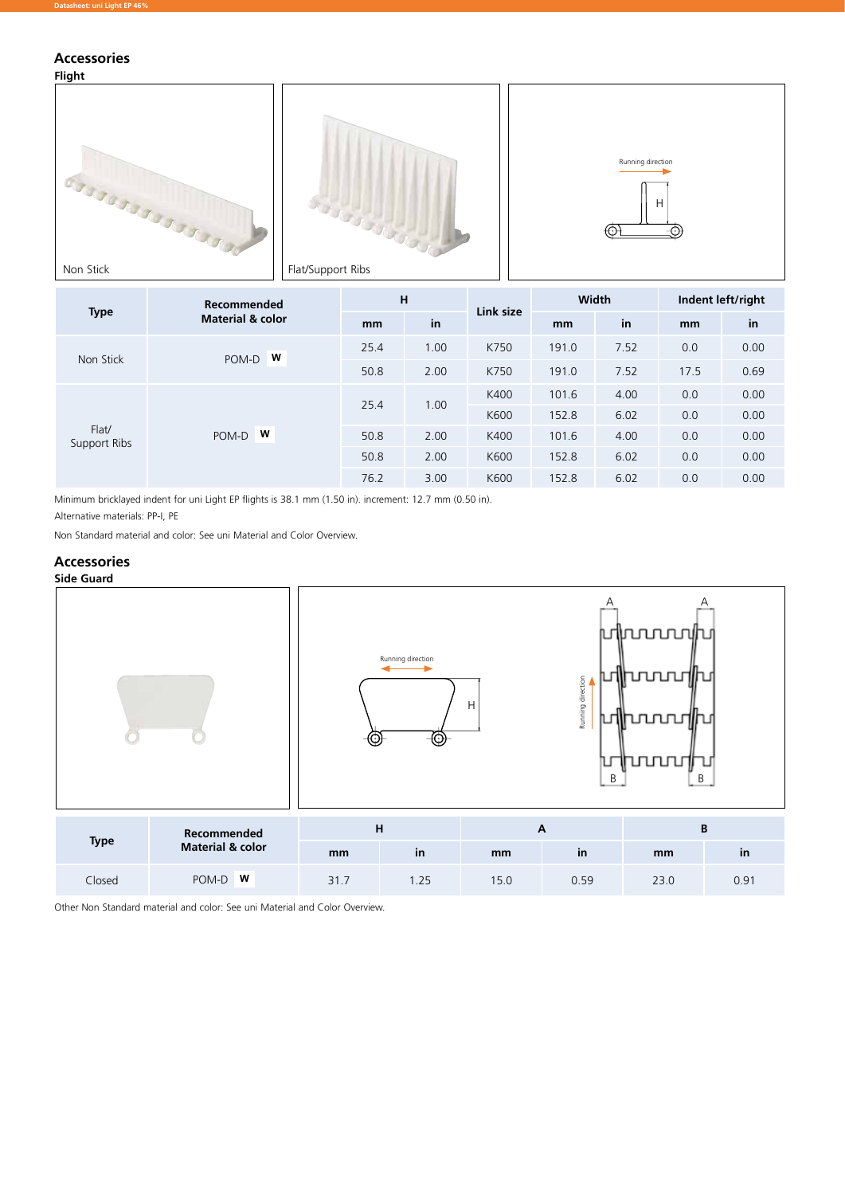## Accessories

### Flight

Non Stick

Flat/Support Ribs

| Type | Recommended Material & color | H | | Link size | Width | | Indent left/right | |
|---|---|---|---|---|---|---|---|---|
| | | mm | in | | mm | in | mm | in |
| Non Stick | POM-D **W** | 25.4 | 1.00 | K750 | 191.0 | 7.52 | 0.0 | 0.00 |
| | | 50.8 | 2.00 | K750 | 191.0 | 7.52 | 17.5 | 0.69 |
| Flat/ Support Ribs | POM-D **W** | 25.4 | 1.00 | K400 | 101.6 | 4.00 | 0.0 | 0.00 |
| | | | | K600 | 152.8 | 6.02 | 0.0 | 0.00 |
| | | 50.8 | 2.00 | K400 | 101.6 | 4.00 | 0.0 | 0.00 |
| | | 50.8 | 2.00 | K600 | 152.8 | 6.02 | 0.0 | 0.00 |
| | | 76.2 | 3.00 | K600 | 152.8 | 6.02 | 0.0 | 0.00 |

Minimum bricklayed indent for uni Light EP flights is 38.1 mm (1.50 in). increment: 12.7 mm (0.50 in).

Alternative materials: PP-I, PE

Non Standard material and color: See uni Material and Color Overview.

## Accessories

### Side Guard

| Type | Recommended Material & color | H | | A | | B | |
|---|---|---|---|---|---|---|---|
| | | mm | in | mm | in | mm | in |
| Closed | POM-D **W** | 31.7 | 1.25 | 15.0 | 0.59 | 23.0 | 0.91 |

Other Non Standard material and color: See uni Material and Color Overview.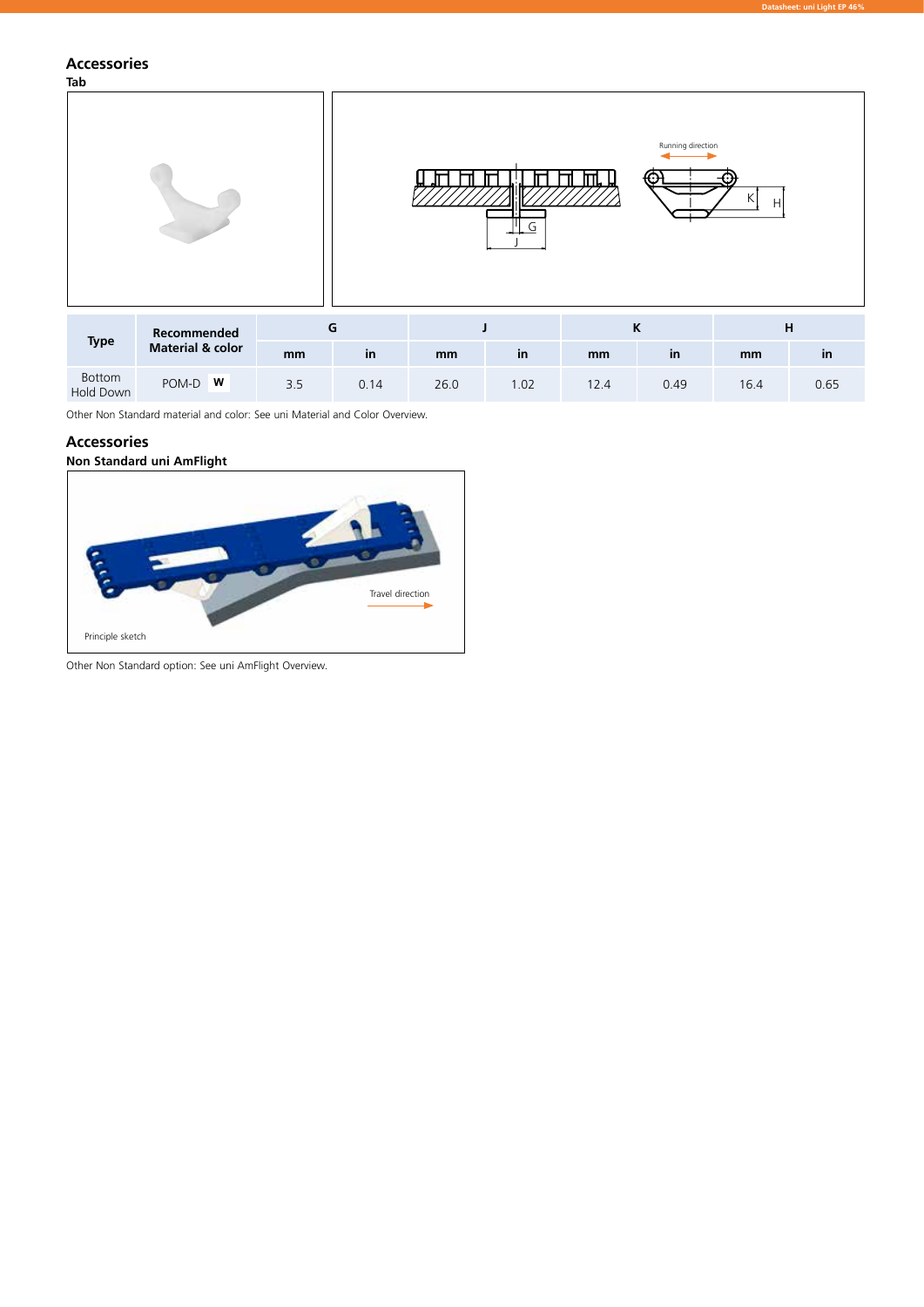## Accessories

### Tab

| Type | Recommended Material & color | G | | J | | K | | H | |
|---|---|---|---|---|---|---|---|---|---|
| | | mm | in | mm | in | mm | in | mm | in |
| Bottom Hold Down | POM-D **W** | 3.5 | 0.14 | 26.0 | 1.02 | 12.4 | 0.49 | 16.4 | 0.65 |

Other Non Standard material and color: See uni Material and Color Overview.

## Accessories

### Non Standard uni AmFlight

Principle sketch

Other Non Standard option: See uni AmFlight Overview.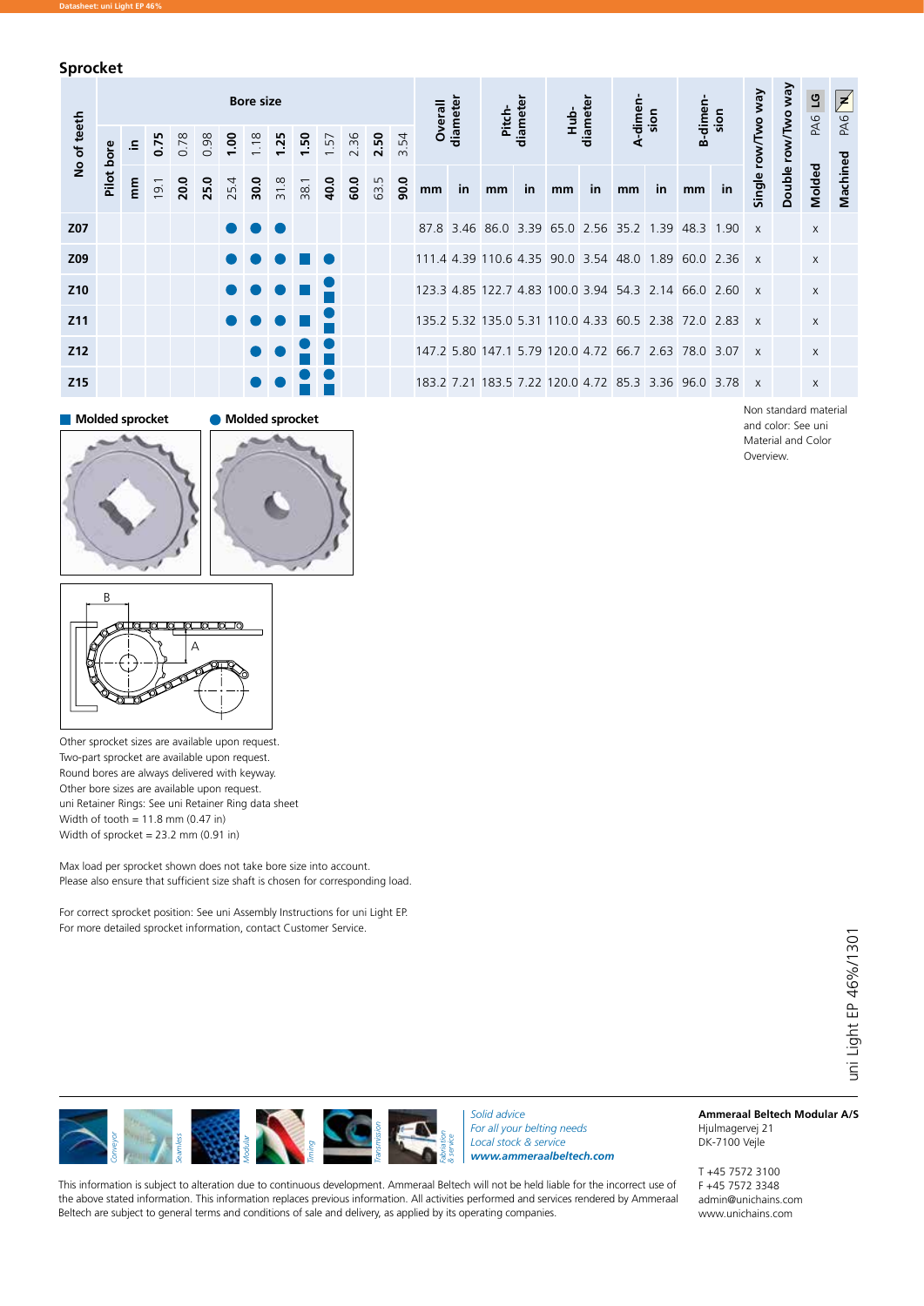## Sprocket

| No of teeth | Bore size | | | | | | | | | | | | | Overall diameter | | Pitch-diameter | | Hub-diameter | | A-dimension | | B-dimension | | Single row/Two way | Double row/Two way | PA6 LG Molded | PA6 N Machined |
|---|---|---|---|---|---|---|---|---|---|---|---|---|---|---|---|---|---|---|---|---|---|---|---|---|---|---|---|
| | Pilot bore | in | **0.75** | 0.78 | 0.98 | **1.00** | 1.18 | **1.25** | **1.50** | 1.57 | 2.36 | **2.50** | 3.54 | | | | | | | | | | | | | | |
| | | mm | 19.1 | **20.0** | **25.0** | 25.4 | **30.0** | 31.8 | 38.1 | **40.0** | **60.0** | 63.5 | **90.0** | mm | in | mm | in | mm | in | mm | in | mm | in | | | | |
| **Z07** | | | | | | ● | ● | ● | | | | | | 87.8 | 3.46 | 86.0 | 3.39 | 65.0 | 2.56 | 35.2 | 1.39 | 48.3 | 1.90 | x | | x | |
| **Z09** | | | | | | ● | ● | ● | ■ | ● | | | | 111.4 | 4.39 | 110.6 | 4.35 | 90.0 | 3.54 | 48.0 | 1.89 | 60.0 | 2.36 | x | | x | |
| **Z10** | | | | | | ● | ● | ● | ■ | ● ■ | | | | 123.3 | 4.85 | 122.7 | 4.83 | 100.0 | 3.94 | 54.3 | 2.14 | 66.0 | 2.60 | x | | x | |
| **Z11** | | | | | | ● | ● | ● | ■ | ● ■ | | | | 135.2 | 5.32 | 135.0 | 5.31 | 110.0 | 4.33 | 60.5 | 2.38 | 72.0 | 2.83 | x | | x | |
| **Z12** | | | | | | | ● | ● | ● ■ | ● ■ | | | | 147.2 | 5.80 | 147.1 | 5.79 | 120.0 | 4.72 | 66.7 | 2.63 | 78.0 | 3.07 | x | | x | |
| **Z15** | | | | | | | ● | ● | ● ■ | ● ■ | | | | 183.2 | 7.21 | 183.5 | 7.22 | 120.0 | 4.72 | 85.3 | 3.36 | 96.0 | 3.78 | x | | x | |

■ **Molded sprocket** ● **Molded sprocket**

Non standard material and color: See uni Material and Color Overview.

B

A

Other sprocket sizes are available upon request.
Two-part sprocket are available upon request.
Round bores are always delivered with keyway.
Other bore sizes are available upon request.
uni Retainer Rings: See uni Retainer Ring data sheet
Width of tooth = 11.8 mm (0.47 in)
Width of sprocket = 23.2 mm (0.91 in)

Max load per sprocket shown does not take bore size into account.
Please also ensure that sufficient size shaft is chosen for corresponding load.

For correct sprocket position: See uni Assembly Instructions for uni Light EP.
For more detailed sprocket information, contact Customer Service.

uni Light EP 46%/1301

*Solid advice*
*For all your belting needs*
*Local stock & service*
***www.ammeraalbeltech.com***

**Ammeraal Beltech Modular A/S**
Hjulmagervej 21
DK-7100 Vejle

T +45 7572 3100
F +45 7572 3348
admin@unichains.com
www.unichains.com

This information is subject to alteration due to continuous development. Ammeraal Beltech will not be held liable for the incorrect use of the above stated information. This information replaces previous information. All activities performed and services rendered by Ammeraal Beltech are subject to general terms and conditions of sale and delivery, as applied by its operating companies.